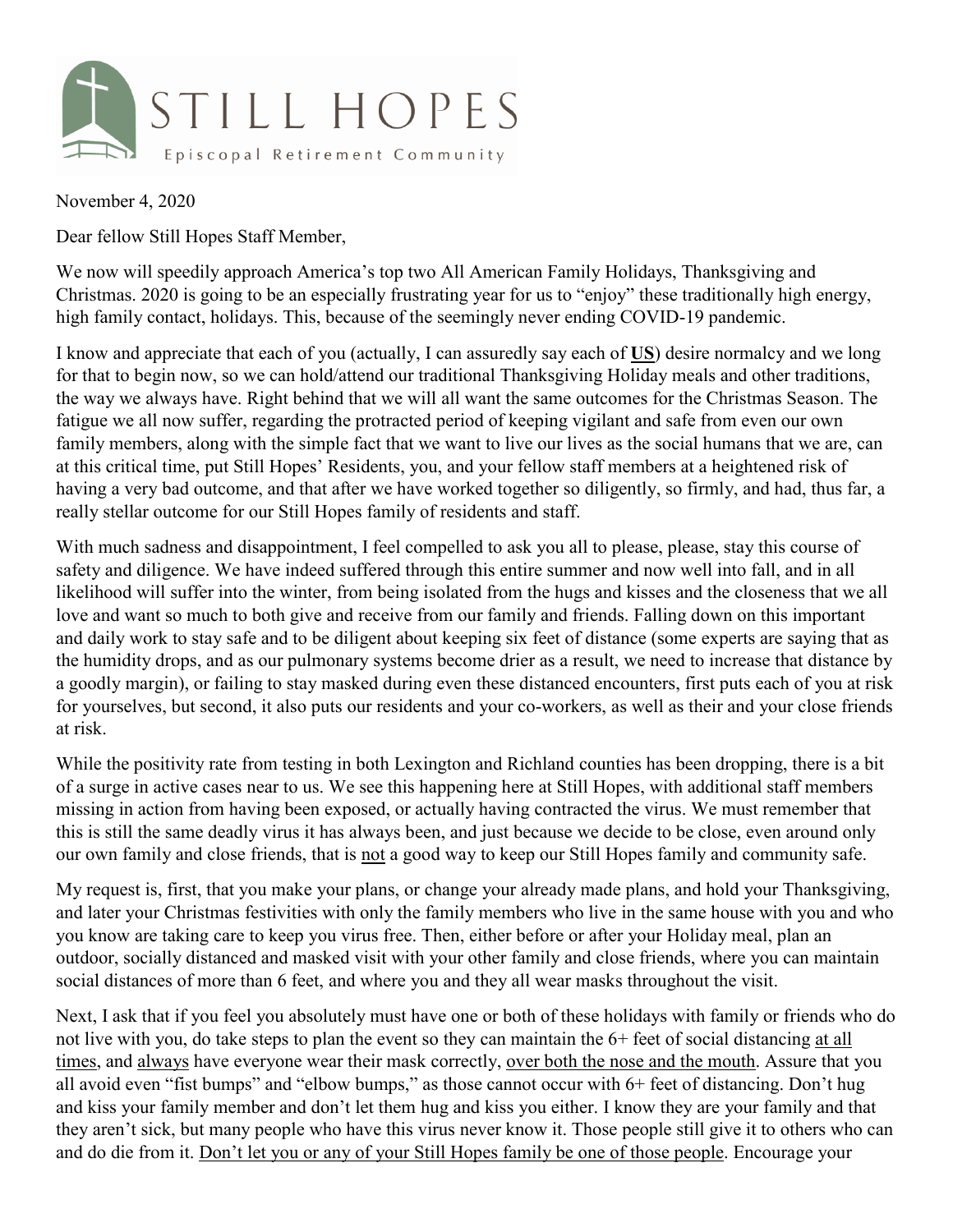STILL HOPES

Episcopal Retirement Community

November 4, 2020

Dear fellow Still Hopes Staff Member,

We now will speedily approach America's top two All American Family Holidays, Thanksgiving and Christmas. 2020 is going to be an especially frustrating year for us to "enjoy" these traditionally high energy, high family contact, holidays. This, because of the seemingly never ending COVID-19 pandemic.

I know and appreciate that each of you (actually, I can assuredly say each of **US**) desire normalcy and we long for that to begin now, so we can hold/attend our traditional Thanksgiving Holiday meals and other traditions, the way we always have. Right behind that we will all want the same outcomes for the Christmas Season. The fatigue we all now suffer, regarding the protracted period of keeping vigilant and safe from even our own family members, along with the simple fact that we want to live our lives as the social humans that we are, can at this critical time, put Still Hopes' Residents, you, and your fellow staff members at a heightened risk of having a very bad outcome, and that after we have worked together so diligently, so firmly, and had, thus far, a really stellar outcome for our Still Hopes family of residents and staff.

With much sadness and disappointment, I feel compelled to ask you all to please, please, stay this course of safety and diligence. We have indeed suffered through this entire summer and now well into fall, and in all likelihood will suffer into the winter, from being isolated from the hugs and kisses and the closeness that we all love and want so much to both give and receive from our family and friends. Falling down on this important and daily work to stay safe and to be diligent about keeping six feet of distance (some experts are saying that as the humidity drops, and as our pulmonary systems become drier as a result, we need to increase that distance by a goodly margin), or failing to stay masked during even these distanced encounters, first puts each of you at risk for yourselves, but second, it also puts our residents and your co-workers, as well as their and your close friends at risk.

While the positivity rate from testing in both Lexington and Richland counties has been dropping, there is a bit of a surge in active cases near to us. We see this happening here at Still Hopes, with additional staff members missing in action from having been exposed, or actually having contracted the virus. We must remember that this is still the same deadly virus it has always been, and just because we decide to be close, even around only our own family and close friends, that is not a good way to keep our Still Hopes family and community safe.

My request is, first, that you make your plans, or change your already made plans, and hold your Thanksgiving, and later your Christmas festivities with only the family members who live in the same house with you and who you know are taking care to keep you virus free. Then, either before or after your Holiday meal, plan an outdoor, socially distanced and masked visit with your other family and close friends, where you can maintain social distances of more than 6 feet, and where you and they all wear masks throughout the visit.

Next, I ask that if you feel you absolutely must have one or both of these holidays with family or friends who do not live with you, do take steps to plan the event so they can maintain the 6+ feet of social distancing at all times, and always have everyone wear their mask correctly, over both the nose and the mouth. Assure that you all avoid even "fist bumps" and "elbow bumps," as those cannot occur with 6+ feet of distancing. Don't hug and kiss your family member and don't let them hug and kiss you either. I know they are your family and that they aren't sick, but many people who have this virus never know it. Those people still give it to others who can and do die from it. Don't let you or any of your Still Hopes family be one of those people. Encourage your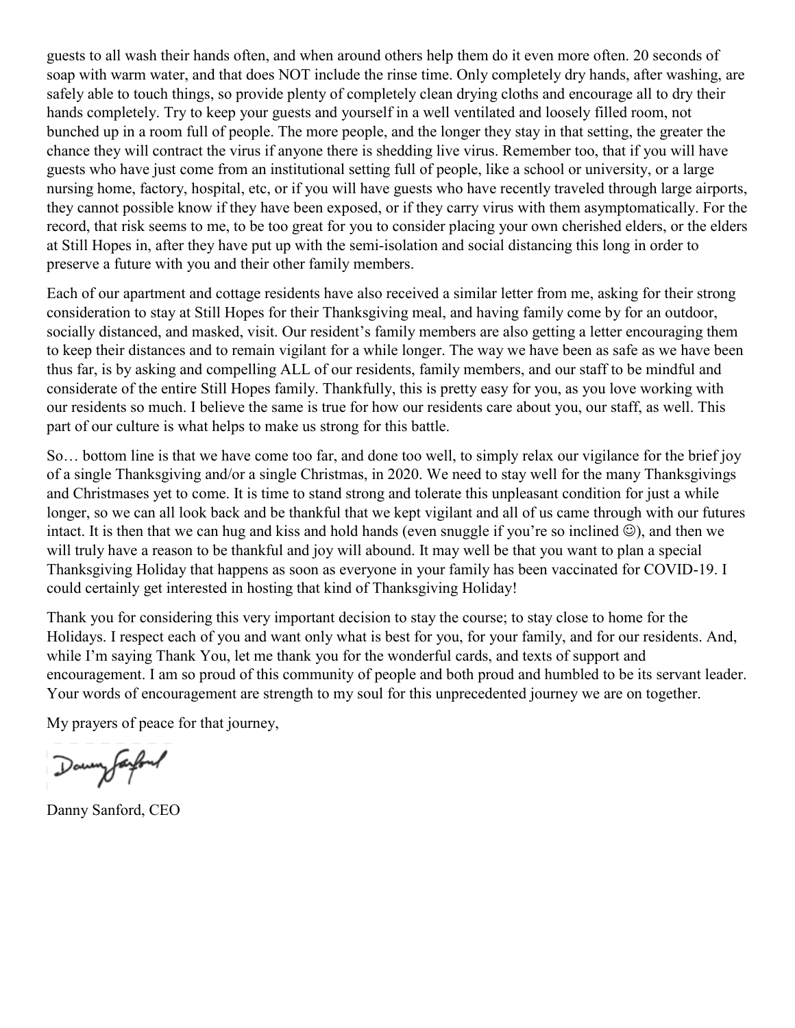guests to all wash their hands often, and when around others help them do it even more often. 20 seconds of soap with warm water, and that does NOT include the rinse time. Only completely dry hands, after washing, are safely able to touch things, so provide plenty of completely clean drying cloths and encourage all to dry their hands completely. Try to keep your guests and yourself in a well ventilated and loosely filled room, not bunched up in a room full of people. The more people, and the longer they stay in that setting, the greater the chance they will contract the virus if anyone there is shedding live virus. Remember too, that if you will have guests who have just come from an institutional setting full of people, like a school or university, or a large nursing home, factory, hospital, etc, or if you will have guests who have recently traveled through large airports, they cannot possible know if they have been exposed, or if they carry virus with them asymptomatically. For the record, that risk seems to me, to be too great for you to consider placing your own cherished elders, or the elders at Still Hopes in, after they have put up with the semi-isolation and social distancing this long in order to preserve a future with you and their other family members.

Each of our apartment and cottage residents have also received a similar letter from me, asking for their strong consideration to stay at Still Hopes for their Thanksgiving meal, and having family come by for an outdoor, socially distanced, and masked, visit. Our resident's family members are also getting a letter encouraging them to keep their distances and to remain vigilant for a while longer. The way we have been as safe as we have been thus far, is by asking and compelling ALL of our residents, family members, and our staff to be mindful and considerate of the entire Still Hopes family. Thankfully, this is pretty easy for you, as you love working with our residents so much. I believe the same is true for how our residents care about you, our staff, as well. This part of our culture is what helps to make us strong for this battle.

So… bottom line is that we have come too far, and done too well, to simply relax our vigilance for the brief joy of a single Thanksgiving and/or a single Christmas, in 2020. We need to stay well for the many Thanksgivings and Christmases yet to come. It is time to stand strong and tolerate this unpleasant condition for just a while longer, so we can all look back and be thankful that we kept vigilant and all of us came through with our futures intact. It is then that we can hug and kiss and hold hands (even snuggle if you're so inclined ☺), and then we will truly have a reason to be thankful and joy will abound. It may well be that you want to plan a special Thanksgiving Holiday that happens as soon as everyone in your family has been vaccinated for COVID-19. I could certainly get interested in hosting that kind of Thanksgiving Holiday!

Thank you for considering this very important decision to stay the course; to stay close to home for the Holidays. I respect each of you and want only what is best for you, for your family, and for our residents. And, while I'm saying Thank You, let me thank you for the wonderful cards, and texts of support and encouragement. I am so proud of this community of people and both proud and humbled to be its servant leader. Your words of encouragement are strength to my soul for this unprecedented journey we are on together.

My prayers of peace for that journey,

Danny Sanford

Danny Sanford, CEO